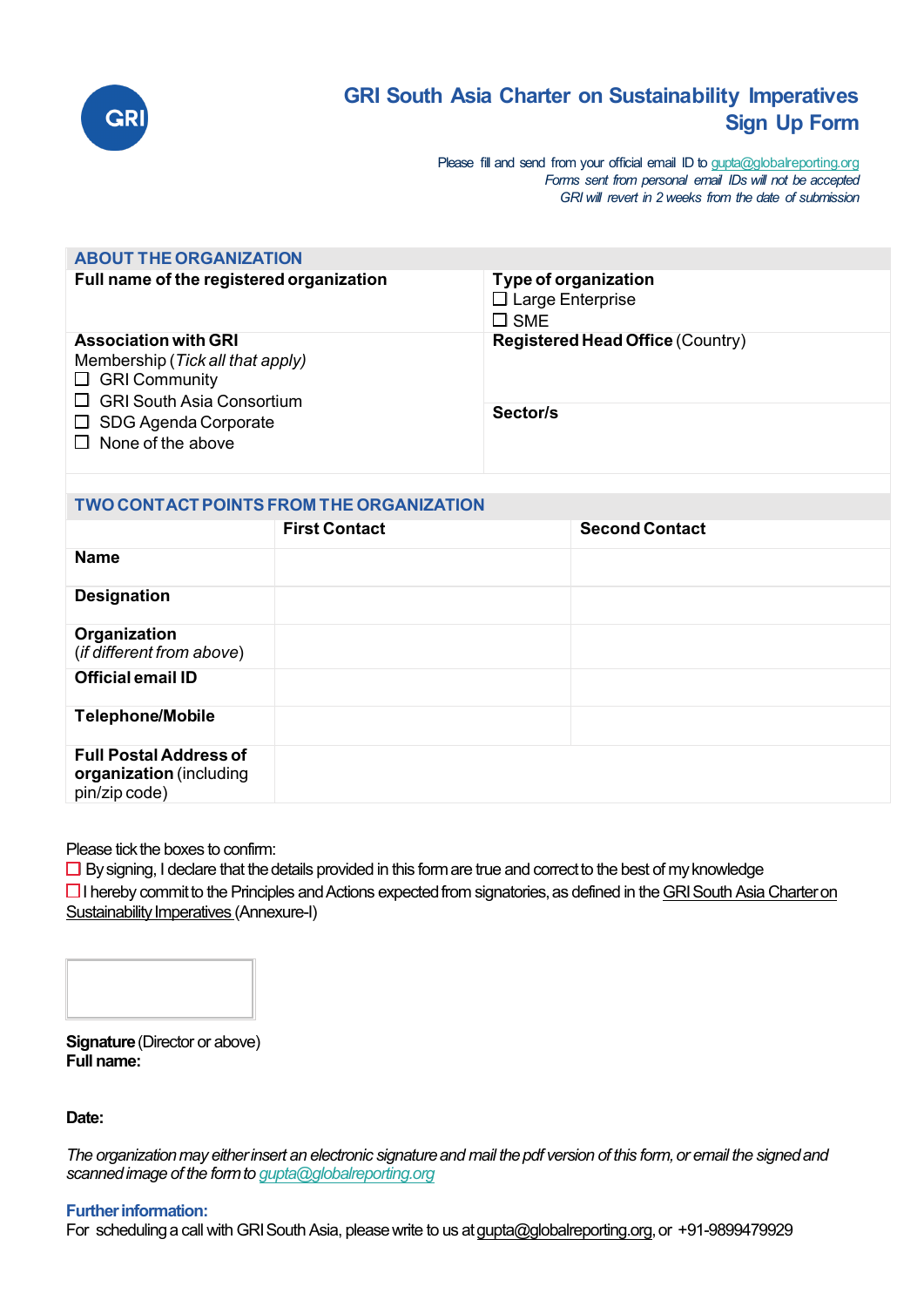GRI

# GRI South Asia Charter on Sustainability Imperatives Sign Up Form

Please fill and send from your official email ID to gupta@globalreporting.org
*Forms sent from personal email IDs will not be accepted*
*GRI will revert in 2 weeks from the date of submission*

## ABOUT THE ORGANIZATION

| **Full name of the registered organization** | **Type of organization**<br>☐ Large Enterprise<br>☐ SME |
|---|---|
| **Association with GRI**<br>Membership (*Tick all that apply)*<br>☐ GRI Community<br>☐ GRI South Asia Consortium<br>☐ SDG Agenda Corporate<br>☐ None of the above | **Registered Head Office** (Country)<br><br>**Sector/s** |

## TWO CONTACT POINTS FROM THE ORGANIZATION

| | **First Contact** | **Second Contact** |
|---|---|---|
| **Name** | | |
| **Designation** | | |
| **Organization** (*if different from above*) | | |
| **Official email ID** | | |
| **Telephone/Mobile** | | |
| **Full Postal Address of organization** (including pin/zip code) | | |

Please tick the boxes to confirm:

☐ By signing, I declare that the details provided in this form are true and correct to the best of my knowledge

☐ I hereby commit to the Principles and Actions expected from signatories, as defined in the GRI South Asia Charter on Sustainability Imperatives (Annexure-I)

**Signature** (Director or above)
**Full name:**

**Date:**

*The organization may either insert an electronic signature and mail the pdf version of this form, or email the signed and scanned image of the form to gupta@globalreporting.org*

**Further information:**
For scheduling a call with GRI South Asia, please write to us at gupta@globalreporting.org, or +91-9899479929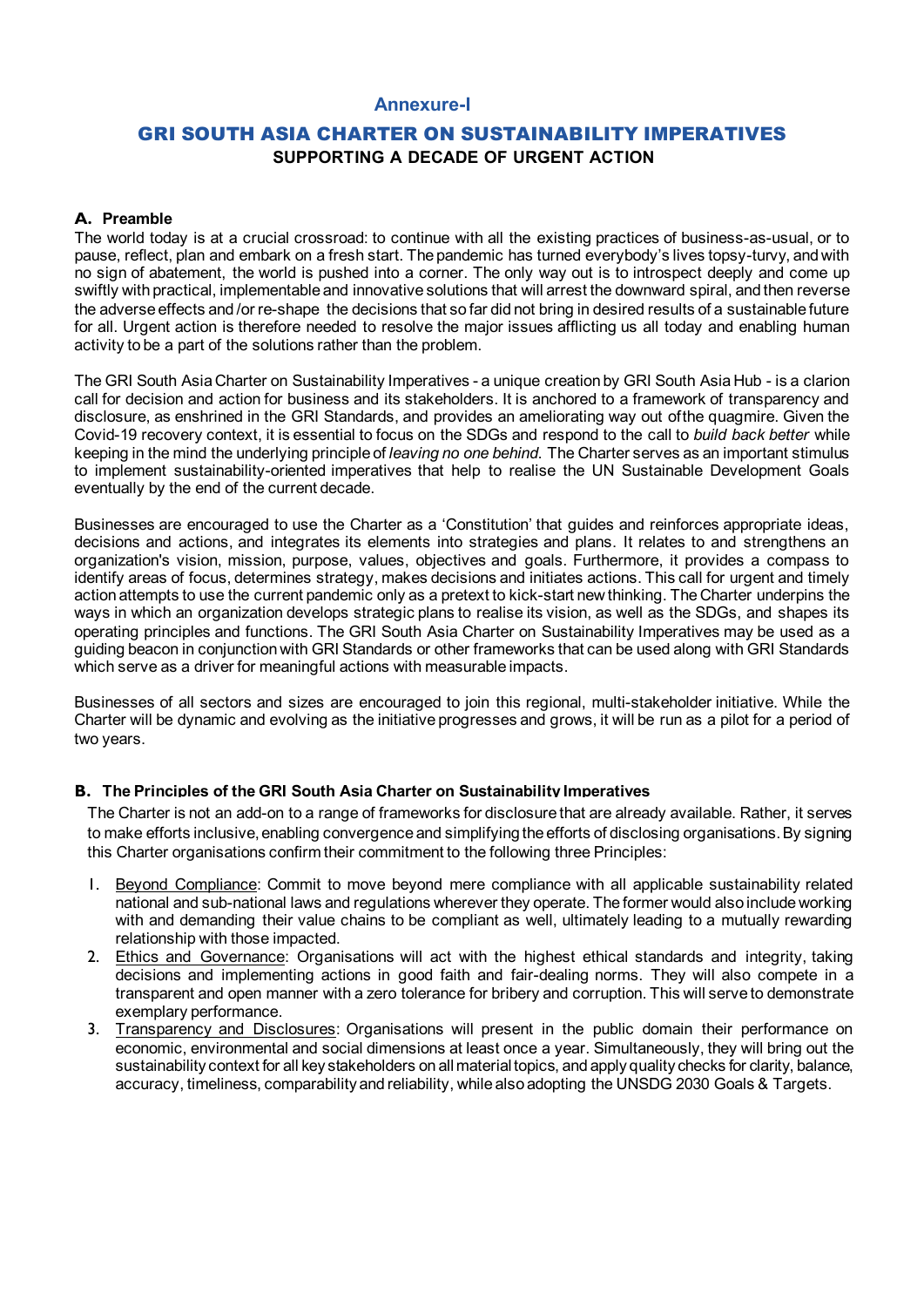# Annexure-I

## GRI SOUTH ASIA CHARTER ON SUSTAINABILITY IMPERATIVES

**SUPPORTING A DECADE OF URGENT ACTION**

### A. Preamble

The world today is at a crucial crossroad: to continue with all the existing practices of business-as-usual, or to pause, reflect, plan and embark on a fresh start. The pandemic has turned everybody's lives topsy-turvy, and with no sign of abatement, the world is pushed into a corner. The only way out is to introspect deeply and come up swiftly with practical, implementable and innovative solutions that will arrest the downward spiral, and then reverse the adverse effects and /or re-shape the decisions that so far did not bring in desired results of a sustainable future for all. Urgent action is therefore needed to resolve the major issues afflicting us all today and enabling human activity to be a part of the solutions rather than the problem.

The GRI South Asia Charter on Sustainability Imperatives - a unique creation by GRI South Asia Hub - is a clarion call for decision and action for business and its stakeholders. It is anchored to a framework of transparency and disclosure, as enshrined in the GRI Standards, and provides an ameliorating way out ofthe quagmire. Given the Covid-19 recovery context, it is essential to focus on the SDGs and respond to the call to *build back better* while keeping in the mind the underlying principle of *leaving no one behind*. The Charter serves as an important stimulus to implement sustainability-oriented imperatives that help to realise the UN Sustainable Development Goals eventually by the end of the current decade.

Businesses are encouraged to use the Charter as a 'Constitution' that guides and reinforces appropriate ideas, decisions and actions, and integrates its elements into strategies and plans. It relates to and strengthens an organization's vision, mission, purpose, values, objectives and goals. Furthermore, it provides a compass to identify areas of focus, determines strategy, makes decisions and initiates actions. This call for urgent and timely action attempts to use the current pandemic only as a pretext to kick-start new thinking. The Charter underpins the ways in which an organization develops strategic plans to realise its vision, as well as the SDGs, and shapes its operating principles and functions. The GRI South Asia Charter on Sustainability Imperatives may be used as a guiding beacon in conjunction with GRI Standards or other frameworks that can be used along with GRI Standards which serve as a driver for meaningful actions with measurable impacts.

Businesses of all sectors and sizes are encouraged to join this regional, multi-stakeholder initiative. While the Charter will be dynamic and evolving as the initiative progresses and grows, it will be run as a pilot for a period of two years.

### B. The Principles of the GRI South Asia Charter on Sustainability Imperatives

The Charter is not an add-on to a range of frameworks for disclosure that are already available. Rather, it serves to make efforts inclusive, enabling convergence and simplifying the efforts of disclosing organisations. By signing this Charter organisations confirm their commitment to the following three Principles:

1. Beyond Compliance: Commit to move beyond mere compliance with all applicable sustainability related national and sub-national laws and regulations wherever they operate. The former would also include working with and demanding their value chains to be compliant as well, ultimately leading to a mutually rewarding relationship with those impacted.
2. Ethics and Governance: Organisations will act with the highest ethical standards and integrity, taking decisions and implementing actions in good faith and fair-dealing norms. They will also compete in a transparent and open manner with a zero tolerance for bribery and corruption. This will serve to demonstrate exemplary performance.
3. Transparency and Disclosures: Organisations will present in the public domain their performance on economic, environmental and social dimensions at least once a year. Simultaneously, they will bring out the sustainability context for all key stakeholders on all material topics, and apply quality checks for clarity, balance, accuracy, timeliness, comparability and reliability, while also adopting the UNSDG 2030 Goals & Targets.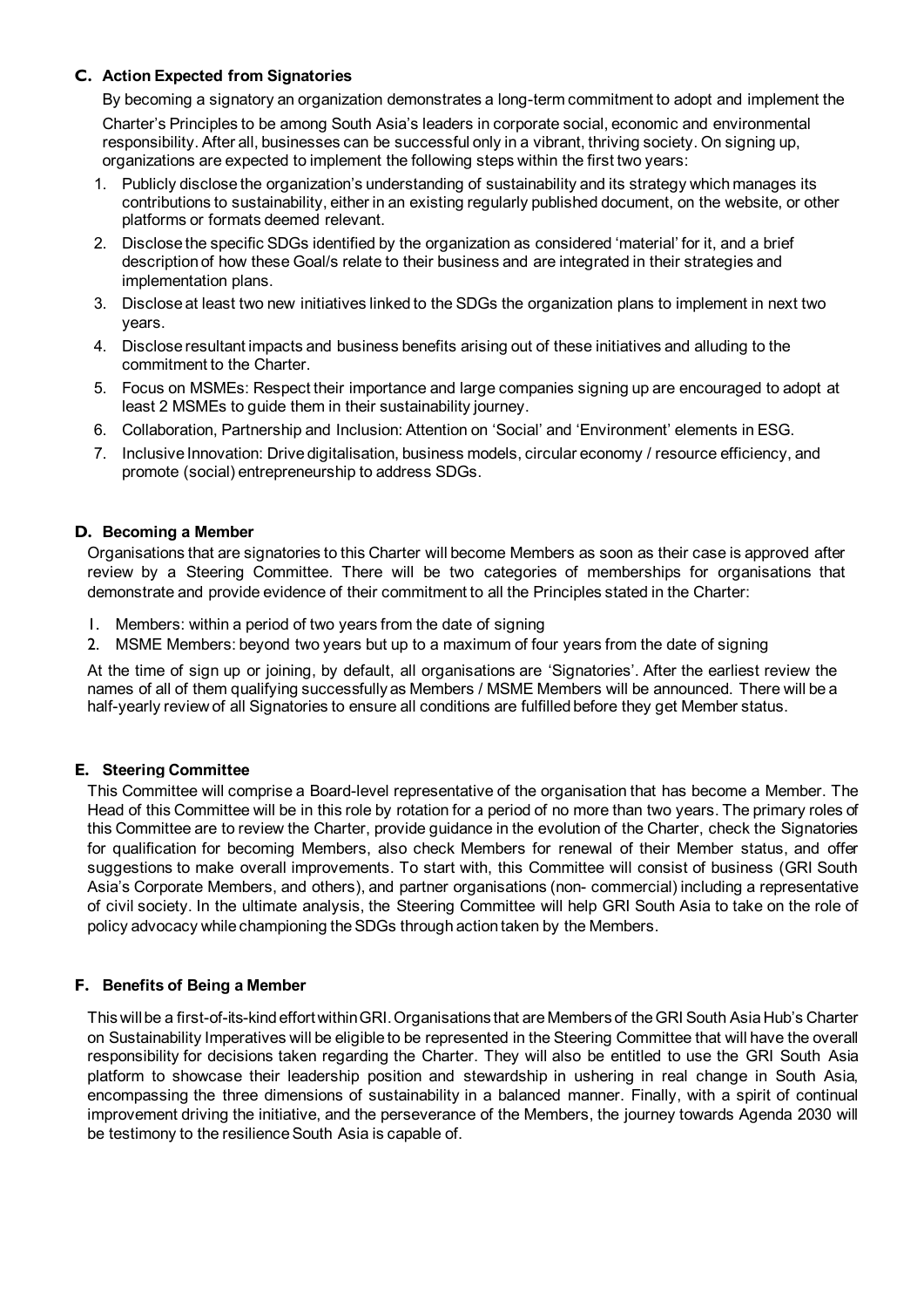## C. Action Expected from Signatories

By becoming a signatory an organization demonstrates a long-term commitment to adopt and implement the Charter's Principles to be among South Asia's leaders in corporate social, economic and environmental responsibility. After all, businesses can be successful only in a vibrant, thriving society. On signing up, organizations are expected to implement the following steps within the first two years:

1. Publicly disclose the organization's understanding of sustainability and its strategy which manages its contributions to sustainability, either in an existing regularly published document, on the website, or other platforms or formats deemed relevant.
2. Disclose the specific SDGs identified by the organization as considered 'material' for it, and a brief description of how these Goal/s relate to their business and are integrated in their strategies and implementation plans.
3. Disclose at least two new initiatives linked to the SDGs the organization plans to implement in next two years.
4. Disclose resultant impacts and business benefits arising out of these initiatives and alluding to the commitment to the Charter.
5. Focus on MSMEs: Respect their importance and large companies signing up are encouraged to adopt at least 2 MSMEs to guide them in their sustainability journey.
6. Collaboration, Partnership and Inclusion: Attention on 'Social' and 'Environment' elements in ESG.
7. Inclusive Innovation: Drive digitalisation, business models, circular economy / resource efficiency, and promote (social) entrepreneurship to address SDGs.

## D. Becoming a Member

Organisations that are signatories to this Charter will become Members as soon as their case is approved after review by a Steering Committee. There will be two categories of memberships for organisations that demonstrate and provide evidence of their commitment to all the Principles stated in the Charter:

1. Members: within a period of two years from the date of signing
2. MSME Members: beyond two years but up to a maximum of four years from the date of signing

At the time of sign up or joining, by default, all organisations are 'Signatories'. After the earliest review the names of all of them qualifying successfully as Members / MSME Members will be announced. There will be a half-yearly review of all Signatories to ensure all conditions are fulfilled before they get Member status.

## E. Steering Committee

This Committee will comprise a Board-level representative of the organisation that has become a Member. The Head of this Committee will be in this role by rotation for a period of no more than two years. The primary roles of this Committee are to review the Charter, provide guidance in the evolution of the Charter, check the Signatories for qualification for becoming Members, also check Members for renewal of their Member status, and offer suggestions to make overall improvements. To start with, this Committee will consist of business (GRI South Asia's Corporate Members, and others), and partner organisations (non- commercial) including a representative of civil society. In the ultimate analysis, the Steering Committee will help GRI South Asia to take on the role of policy advocacy while championing the SDGs through action taken by the Members.

## F. Benefits of Being a Member

This will be a first-of-its-kind effort within GRI. Organisations that are Members of the GRI South Asia Hub's Charter on Sustainability Imperatives will be eligible to be represented in the Steering Committee that will have the overall responsibility for decisions taken regarding the Charter. They will also be entitled to use the GRI South Asia platform to showcase their leadership position and stewardship in ushering in real change in South Asia, encompassing the three dimensions of sustainability in a balanced manner. Finally, with a spirit of continual improvement driving the initiative, and the perseverance of the Members, the journey towards Agenda 2030 will be testimony to the resilience South Asia is capable of.